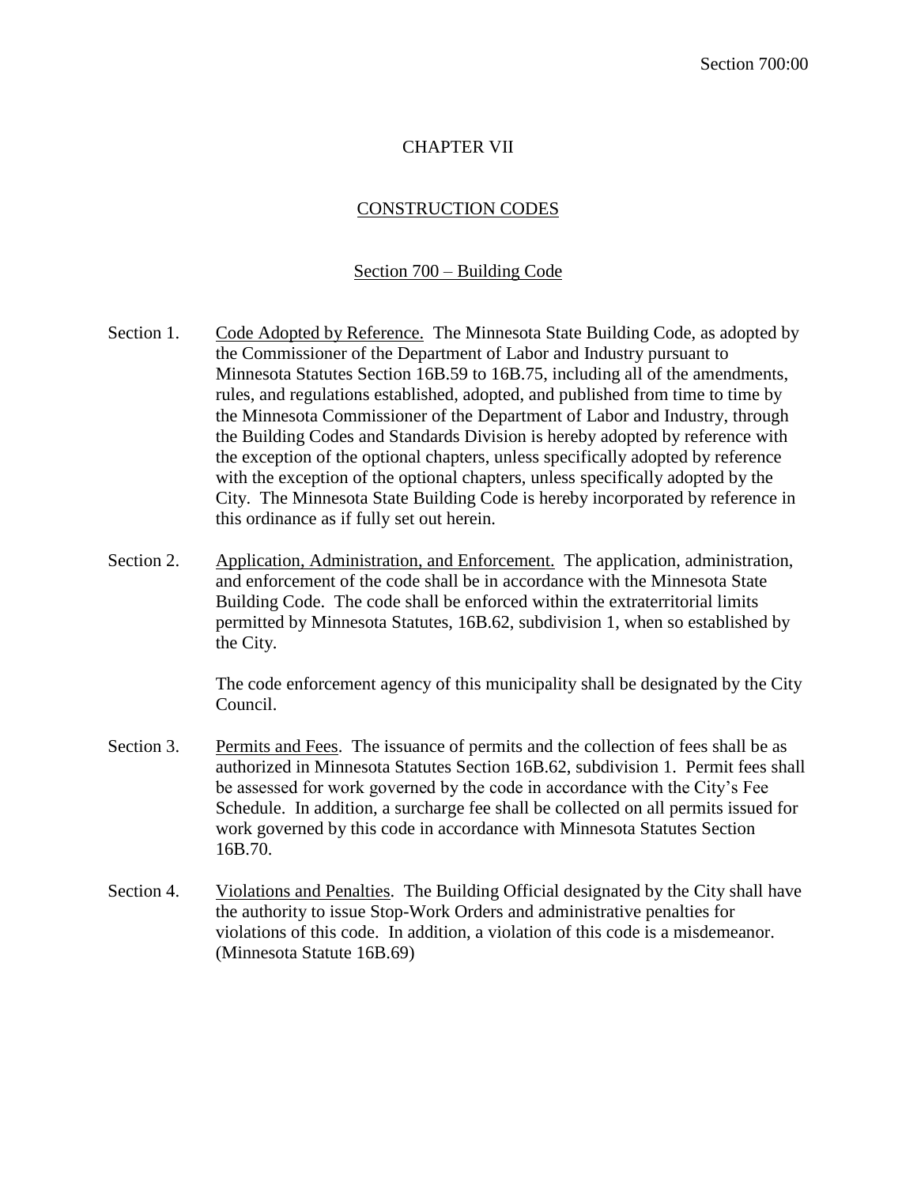# CHAPTER VII

## CONSTRUCTION CODES

### Section 700 – Building Code

Section 1. Code Adopted by Reference. The Minnesota State Building Code, as adopted by the Commissioner of the Department of Labor and Industry pursuant to Minnesota Statutes Section 16B.59 to 16B.75, including all of the amendments, rules, and regulations established, adopted, and published from time to time by the Minnesota Commissioner of the Department of Labor and Industry, through the Building Codes and Standards Division is hereby adopted by reference with the exception of the optional chapters, unless specifically adopted by reference with the exception of the optional chapters, unless specifically adopted by the City. The Minnesota State Building Code is hereby incorporated by reference in this ordinance as if fully set out herein.

Section 2. Application, Administration, and Enforcement. The application, administration, and enforcement of the code shall be in accordance with the Minnesota State Building Code. The code shall be enforced within the extraterritorial limits permitted by Minnesota Statutes, 16B.62, subdivision 1, when so established by the City.

The code enforcement agency of this municipality shall be designated by the City Council.

Section 3. Permits and Fees. The issuance of permits and the collection of fees shall be as authorized in Minnesota Statutes Section 16B.62, subdivision 1. Permit fees shall be assessed for work governed by the code in accordance with the City's Fee Schedule. In addition, a surcharge fee shall be collected on all permits issued for work governed by this code in accordance with Minnesota Statutes Section 16B.70.

Section 4. Violations and Penalties. The Building Official designated by the City shall have the authority to issue Stop-Work Orders and administrative penalties for violations of this code. In addition, a violation of this code is a misdemeanor. (Minnesota Statute 16B.69)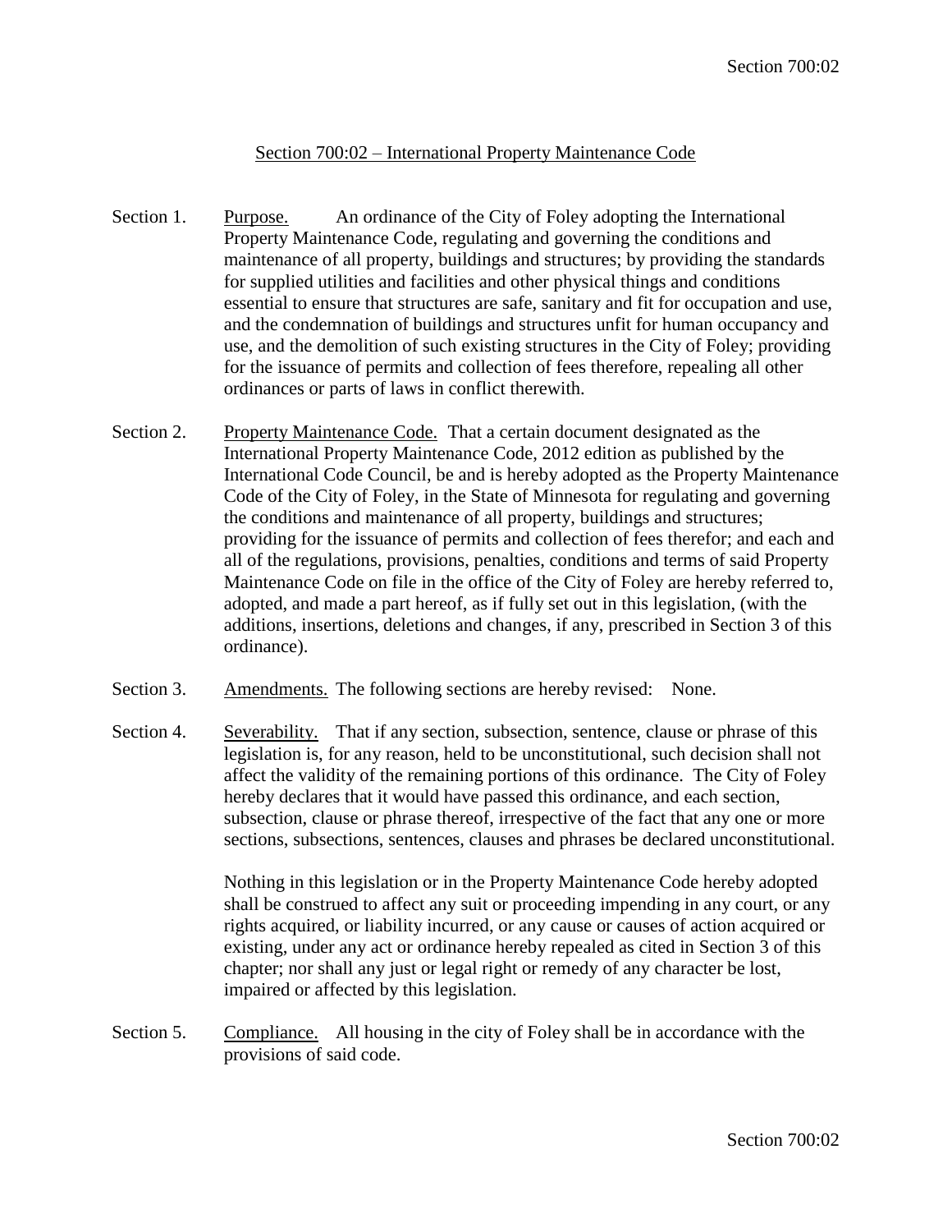## Section 700:02 – International Property Maintenance Code

Section 1. Purpose. An ordinance of the City of Foley adopting the International Property Maintenance Code, regulating and governing the conditions and maintenance of all property, buildings and structures; by providing the standards for supplied utilities and facilities and other physical things and conditions essential to ensure that structures are safe, sanitary and fit for occupation and use, and the condemnation of buildings and structures unfit for human occupancy and use, and the demolition of such existing structures in the City of Foley; providing for the issuance of permits and collection of fees therefore, repealing all other ordinances or parts of laws in conflict therewith.

Section 2. Property Maintenance Code. That a certain document designated as the International Property Maintenance Code, 2012 edition as published by the International Code Council, be and is hereby adopted as the Property Maintenance Code of the City of Foley, in the State of Minnesota for regulating and governing the conditions and maintenance of all property, buildings and structures; providing for the issuance of permits and collection of fees therefor; and each and all of the regulations, provisions, penalties, conditions and terms of said Property Maintenance Code on file in the office of the City of Foley are hereby referred to, adopted, and made a part hereof, as if fully set out in this legislation, (with the additions, insertions, deletions and changes, if any, prescribed in Section 3 of this ordinance).

Section 3. Amendments. The following sections are hereby revised: None.

Section 4. Severability. That if any section, subsection, sentence, clause or phrase of this legislation is, for any reason, held to be unconstitutional, such decision shall not affect the validity of the remaining portions of this ordinance. The City of Foley hereby declares that it would have passed this ordinance, and each section, subsection, clause or phrase thereof, irrespective of the fact that any one or more sections, subsections, sentences, clauses and phrases be declared unconstitutional.

Nothing in this legislation or in the Property Maintenance Code hereby adopted shall be construed to affect any suit or proceeding impending in any court, or any rights acquired, or liability incurred, or any cause or causes of action acquired or existing, under any act or ordinance hereby repealed as cited in Section 3 of this chapter; nor shall any just or legal right or remedy of any character be lost, impaired or affected by this legislation.

Section 5. Compliance. All housing in the city of Foley shall be in accordance with the provisions of said code.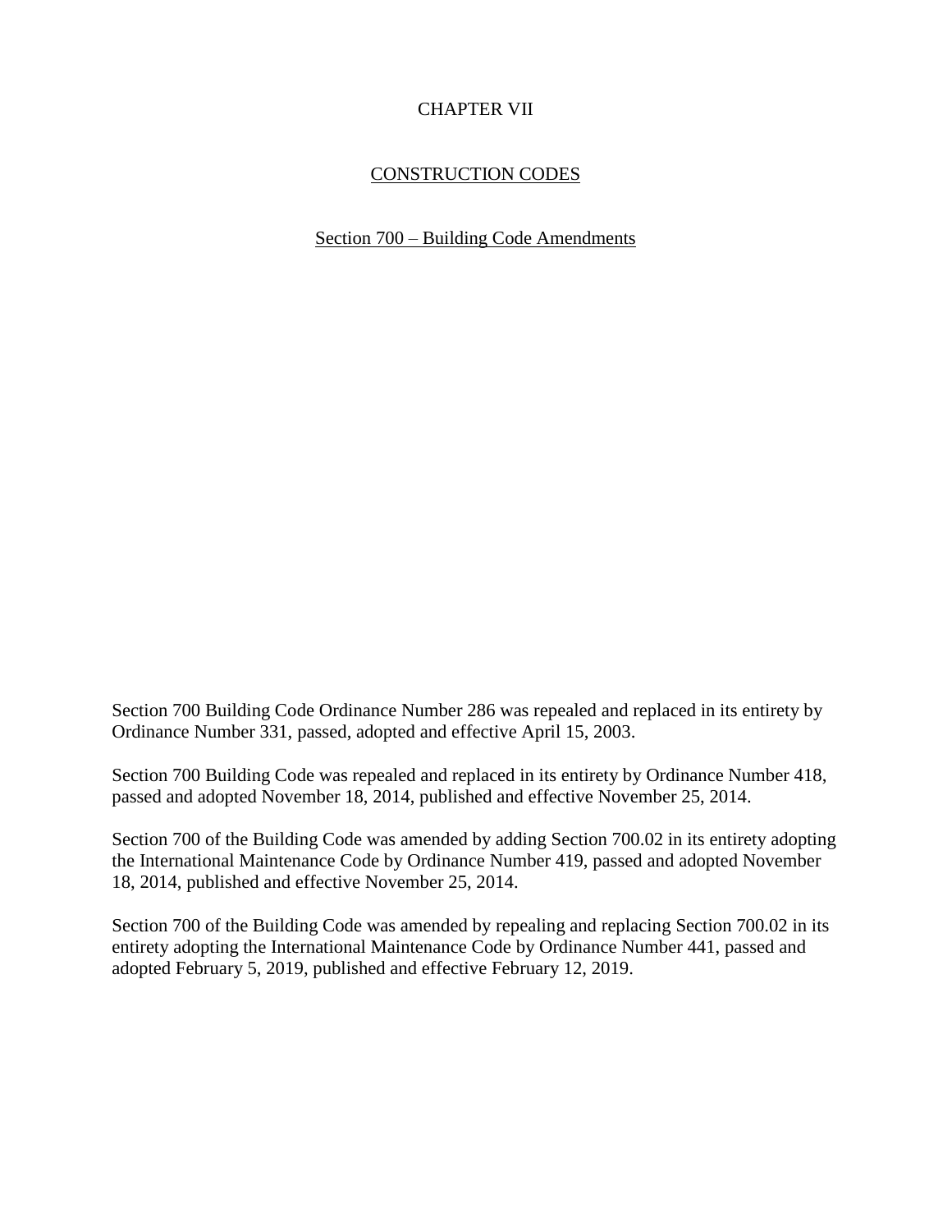# CHAPTER VII

## CONSTRUCTION CODES

### Section 700 – Building Code Amendments

Section 700 Building Code Ordinance Number 286 was repealed and replaced in its entirety by Ordinance Number 331, passed, adopted and effective April 15, 2003.

Section 700 Building Code was repealed and replaced in its entirety by Ordinance Number 418, passed and adopted November 18, 2014, published and effective November 25, 2014.

Section 700 of the Building Code was amended by adding Section 700.02 in its entirety adopting the International Maintenance Code by Ordinance Number 419, passed and adopted November 18, 2014, published and effective November 25, 2014.

Section 700 of the Building Code was amended by repealing and replacing Section 700.02 in its entirety adopting the International Maintenance Code by Ordinance Number 441, passed and adopted February 5, 2019, published and effective February 12, 2019.